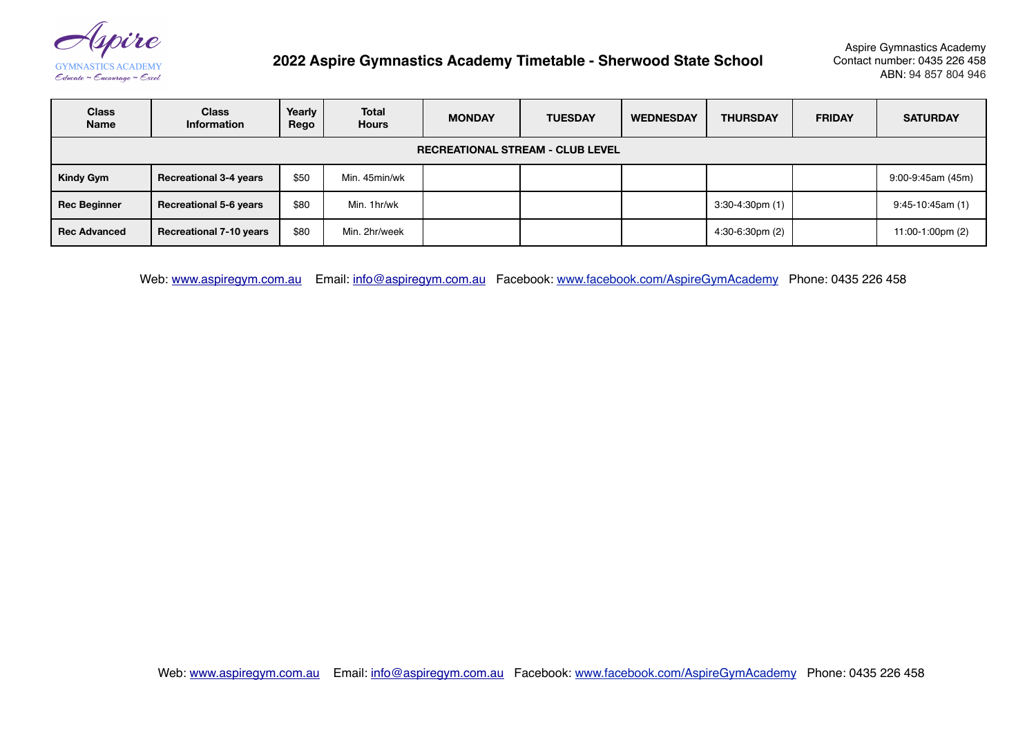Aspire
GYMNASTICS ACADEMY
Educate ~ Encourage ~ Excel

# 2022 Aspire Gymnastics Academy Timetable - Sherwood State School

Aspire Gymnastics Academy
Contact number: 0435 226 458
ABN: 94 857 804 946

| Class Name | Class Information | Yearly Rego | Total Hours | MONDAY | TUESDAY | WEDNESDAY | THURSDAY | FRIDAY | SATURDAY |
|---|---|---|---|---|---|---|---|---|---|
| **RECREATIONAL STREAM - CLUB LEVEL** | | | | | | | | | |
| **Kindy Gym** | **Recreational 3-4 years** | $50 | Min. 45min/wk | | | | | | 9:00-9:45am (45m) |
| **Rec Beginner** | **Recreational 5-6 years** | $80 | Min. 1hr/wk | | | | 3:30-4:30pm (1) | | 9:45-10:45am (1) |
| **Rec Advanced** | **Recreational 7-10 years** | $80 | Min. 2hr/week | | | | 4:30-6:30pm (2) | | 11:00-1:00pm (2) |

Web: www.aspiregym.com.au Email: info@aspiregym.com.au Facebook: www.facebook.com/AspireGymAcademy Phone: 0435 226 458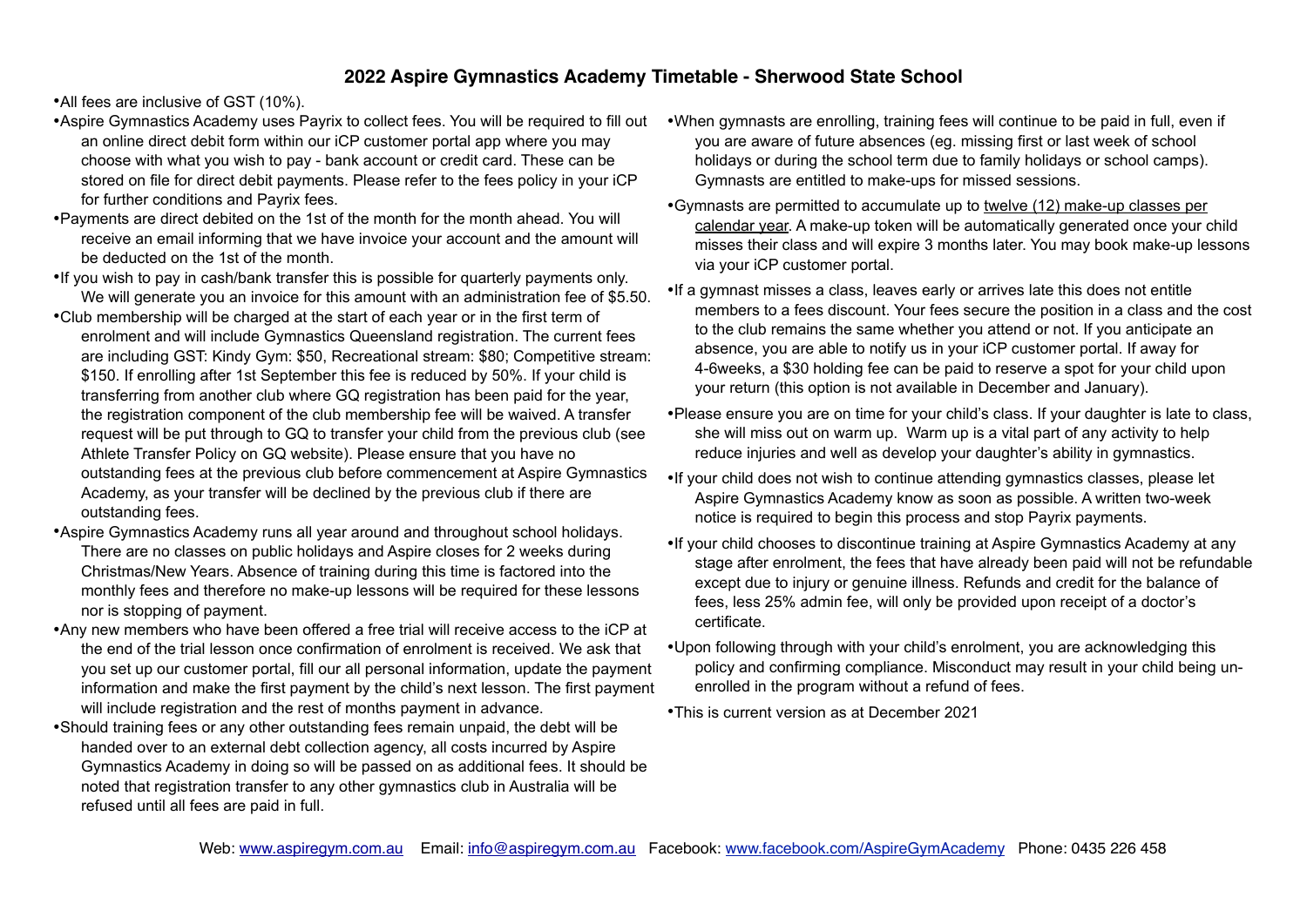## 2022 Aspire Gymnastics Academy Timetable - Sherwood State School

- All fees are inclusive of GST (10%).
- Aspire Gymnastics Academy uses Payrix to collect fees. You will be required to fill out an online direct debit form within our iCP customer portal app where you may choose with what you wish to pay - bank account or credit card. These can be stored on file for direct debit payments. Please refer to the fees policy in your iCP for further conditions and Payrix fees.
- Payments are direct debited on the 1st of the month for the month ahead. You will receive an email informing that we have invoice your account and the amount will be deducted on the 1st of the month.
- If you wish to pay in cash/bank transfer this is possible for quarterly payments only. We will generate you an invoice for this amount with an administration fee of $5.50.
- Club membership will be charged at the start of each year or in the first term of enrolment and will include Gymnastics Queensland registration. The current fees are including GST: Kindy Gym: $50, Recreational stream: $80; Competitive stream: $150. If enrolling after 1st September this fee is reduced by 50%. If your child is transferring from another club where GQ registration has been paid for the year, the registration component of the club membership fee will be waived. A transfer request will be put through to GQ to transfer your child from the previous club (see Athlete Transfer Policy on GQ website). Please ensure that you have no outstanding fees at the previous club before commencement at Aspire Gymnastics Academy, as your transfer will be declined by the previous club if there are outstanding fees.
- Aspire Gymnastics Academy runs all year around and throughout school holidays. There are no classes on public holidays and Aspire closes for 2 weeks during Christmas/New Years. Absence of training during this time is factored into the monthly fees and therefore no make-up lessons will be required for these lessons nor is stopping of payment.
- Any new members who have been offered a free trial will receive access to the iCP at the end of the trial lesson once confirmation of enrolment is received. We ask that you set up our customer portal, fill our all personal information, update the payment information and make the first payment by the child's next lesson. The first payment will include registration and the rest of months payment in advance.
- Should training fees or any other outstanding fees remain unpaid, the debt will be handed over to an external debt collection agency, all costs incurred by Aspire Gymnastics Academy in doing so will be passed on as additional fees. It should be noted that registration transfer to any other gymnastics club in Australia will be refused until all fees are paid in full.
- When gymnasts are enrolling, training fees will continue to be paid in full, even if you are aware of future absences (eg. missing first or last week of school holidays or during the school term due to family holidays or school camps). Gymnasts are entitled to make-ups for missed sessions.
- Gymnasts are permitted to accumulate up to twelve (12) make-up classes per calendar year. A make-up token will be automatically generated once your child misses their class and will expire 3 months later. You may book make-up lessons via your iCP customer portal.
- If a gymnast misses a class, leaves early or arrives late this does not entitle members to a fees discount. Your fees secure the position in a class and the cost to the club remains the same whether you attend or not. If you anticipate an absence, you are able to notify us in your iCP customer portal. If away for 4-6weeks, a $30 holding fee can be paid to reserve a spot for your child upon your return (this option is not available in December and January).
- Please ensure you are on time for your child's class. If your daughter is late to class, she will miss out on warm up. Warm up is a vital part of any activity to help reduce injuries and well as develop your daughter's ability in gymnastics.
- If your child does not wish to continue attending gymnastics classes, please let Aspire Gymnastics Academy know as soon as possible. A written two-week notice is required to begin this process and stop Payrix payments.
- If your child chooses to discontinue training at Aspire Gymnastics Academy at any stage after enrolment, the fees that have already been paid will not be refundable except due to injury or genuine illness. Refunds and credit for the balance of fees, less 25% admin fee, will only be provided upon receipt of a doctor's certificate.
- Upon following through with your child's enrolment, you are acknowledging this policy and confirming compliance. Misconduct may result in your child being un-enrolled in the program without a refund of fees.
- This is current version as at December 2021

Web: www.aspiregym.com.au Email: info@aspiregym.com.au Facebook: www.facebook.com/AspireGymAcademy Phone: 0435 226 458